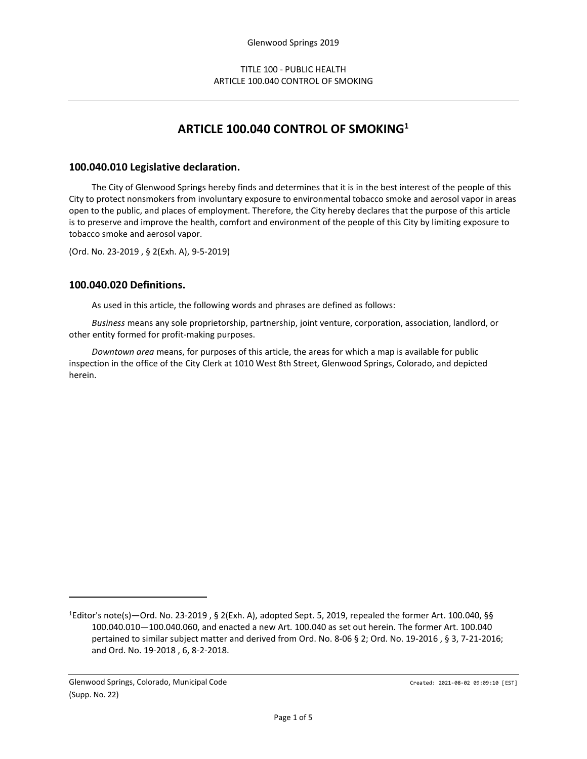# ARTICLE 100.040 CONTROL OF SMOKING[1]

## 100.040.010 Legislative declaration.

The City of Glenwood Springs hereby finds and determines that it is in the best interest of the people of this City to protect nonsmokers from involuntary exposure to environmental tobacco smoke and aerosol vapor in areas open to the public, and places of employment. Therefore, the City hereby declares that the purpose of this article is to preserve and improve the health, comfort and environment of the people of this City by limiting exposure to tobacco smoke and aerosol vapor.

(Ord. No. 23-2019 , § 2(Exh. A), 9-5-2019)

## 100.040.020 Definitions.

As used in this article, the following words and phrases are defined as follows:

*Business* means any sole proprietorship, partnership, joint venture, corporation, association, landlord, or other entity formed for profit-making purposes.

*Downtown area* means, for purposes of this article, the areas for which a map is available for public inspection in the office of the City Clerk at 1010 West 8th Street, Glenwood Springs, Colorado, and depicted herein.

---

[1]Editor's note(s)—Ord. No. 23-2019 , § 2(Exh. A), adopted Sept. 5, 2019, repealed the former Art. 100.040, §§ 100.040.010—100.040.060, and enacted a new Art. 100.040 as set out herein. The former Art. 100.040 pertained to similar subject matter and derived from Ord. No. 8-06 § 2; Ord. No. 19-2016 , § 3, 7-21-2016; and Ord. No. 19-2018 , 6, 8-2-2018.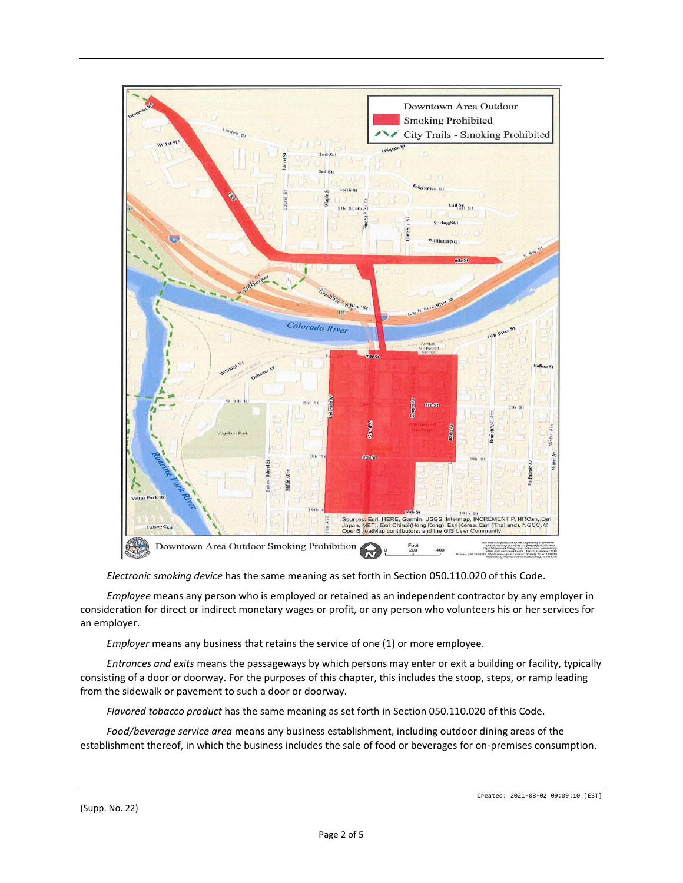*Electronic smoking device* has the same meaning as set forth in Section 050.110.020 of this Code.

*Employee* means any person who is employed or retained as an independent contractor by any employer in consideration for direct or indirect monetary wages or profit, or any person who volunteers his or her services for an employer.

*Employer* means any business that retains the service of one (1) or more employee.

*Entrances and exits* means the passageways by which persons may enter or exit a building or facility, typically consisting of a door or doorway. For the purposes of this chapter, this includes the stoop, steps, or ramp leading from the sidewalk or pavement to such a door or doorway.

*Flavored tobacco product* has the same meaning as set forth in Section 050.110.020 of this Code.

*Food/beverage service area* means any business establishment, including outdoor dining areas of the establishment thereof, in which the business includes the sale of food or beverages for on-premises consumption.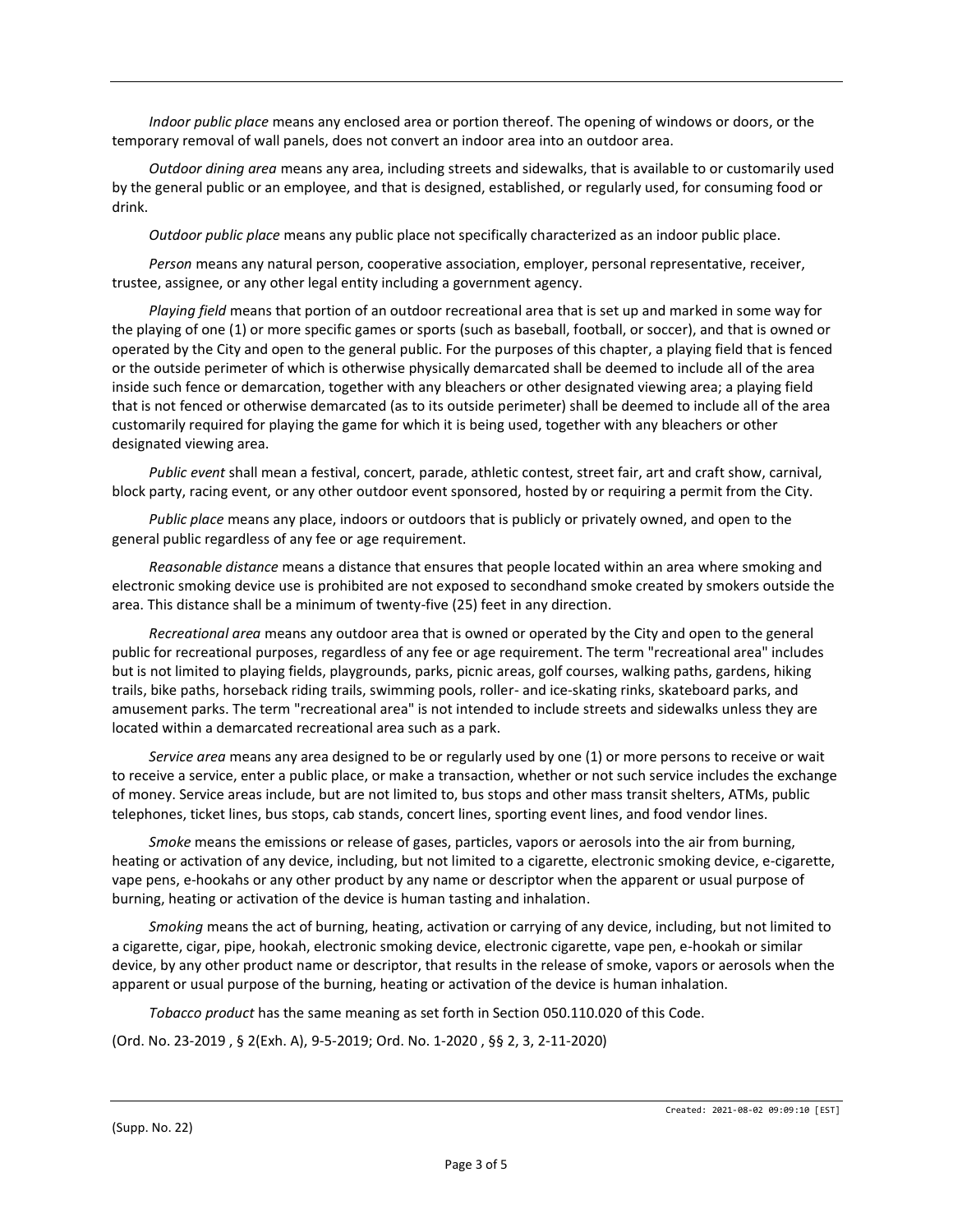*Indoor public place* means any enclosed area or portion thereof. The opening of windows or doors, or the temporary removal of wall panels, does not convert an indoor area into an outdoor area.

*Outdoor dining area* means any area, including streets and sidewalks, that is available to or customarily used by the general public or an employee, and that is designed, established, or regularly used, for consuming food or drink.

*Outdoor public place* means any public place not specifically characterized as an indoor public place.

*Person* means any natural person, cooperative association, employer, personal representative, receiver, trustee, assignee, or any other legal entity including a government agency.

*Playing field* means that portion of an outdoor recreational area that is set up and marked in some way for the playing of one (1) or more specific games or sports (such as baseball, football, or soccer), and that is owned or operated by the City and open to the general public. For the purposes of this chapter, a playing field that is fenced or the outside perimeter of which is otherwise physically demarcated shall be deemed to include all of the area inside such fence or demarcation, together with any bleachers or other designated viewing area; a playing field that is not fenced or otherwise demarcated (as to its outside perimeter) shall be deemed to include all of the area customarily required for playing the game for which it is being used, together with any bleachers or other designated viewing area.

*Public event* shall mean a festival, concert, parade, athletic contest, street fair, art and craft show, carnival, block party, racing event, or any other outdoor event sponsored, hosted by or requiring a permit from the City.

*Public place* means any place, indoors or outdoors that is publicly or privately owned, and open to the general public regardless of any fee or age requirement.

*Reasonable distance* means a distance that ensures that people located within an area where smoking and electronic smoking device use is prohibited are not exposed to secondhand smoke created by smokers outside the area. This distance shall be a minimum of twenty-five (25) feet in any direction.

*Recreational area* means any outdoor area that is owned or operated by the City and open to the general public for recreational purposes, regardless of any fee or age requirement. The term "recreational area" includes but is not limited to playing fields, playgrounds, parks, picnic areas, golf courses, walking paths, gardens, hiking trails, bike paths, horseback riding trails, swimming pools, roller- and ice-skating rinks, skateboard parks, and amusement parks. The term "recreational area" is not intended to include streets and sidewalks unless they are located within a demarcated recreational area such as a park.

*Service area* means any area designed to be or regularly used by one (1) or more persons to receive or wait to receive a service, enter a public place, or make a transaction, whether or not such service includes the exchange of money. Service areas include, but are not limited to, bus stops and other mass transit shelters, ATMs, public telephones, ticket lines, bus stops, cab stands, concert lines, sporting event lines, and food vendor lines.

*Smoke* means the emissions or release of gases, particles, vapors or aerosols into the air from burning, heating or activation of any device, including, but not limited to a cigarette, electronic smoking device, e-cigarette, vape pens, e-hookahs or any other product by any name or descriptor when the apparent or usual purpose of burning, heating or activation of the device is human tasting and inhalation.

*Smoking* means the act of burning, heating, activation or carrying of any device, including, but not limited to a cigarette, cigar, pipe, hookah, electronic smoking device, electronic cigarette, vape pen, e-hookah or similar device, by any other product name or descriptor, that results in the release of smoke, vapors or aerosols when the apparent or usual purpose of the burning, heating or activation of the device is human inhalation.

*Tobacco product* has the same meaning as set forth in Section 050.110.020 of this Code.

(Ord. No. 23-2019 , § 2(Exh. A), 9-5-2019; Ord. No. 1-2020 , §§ 2, 3, 2-11-2020)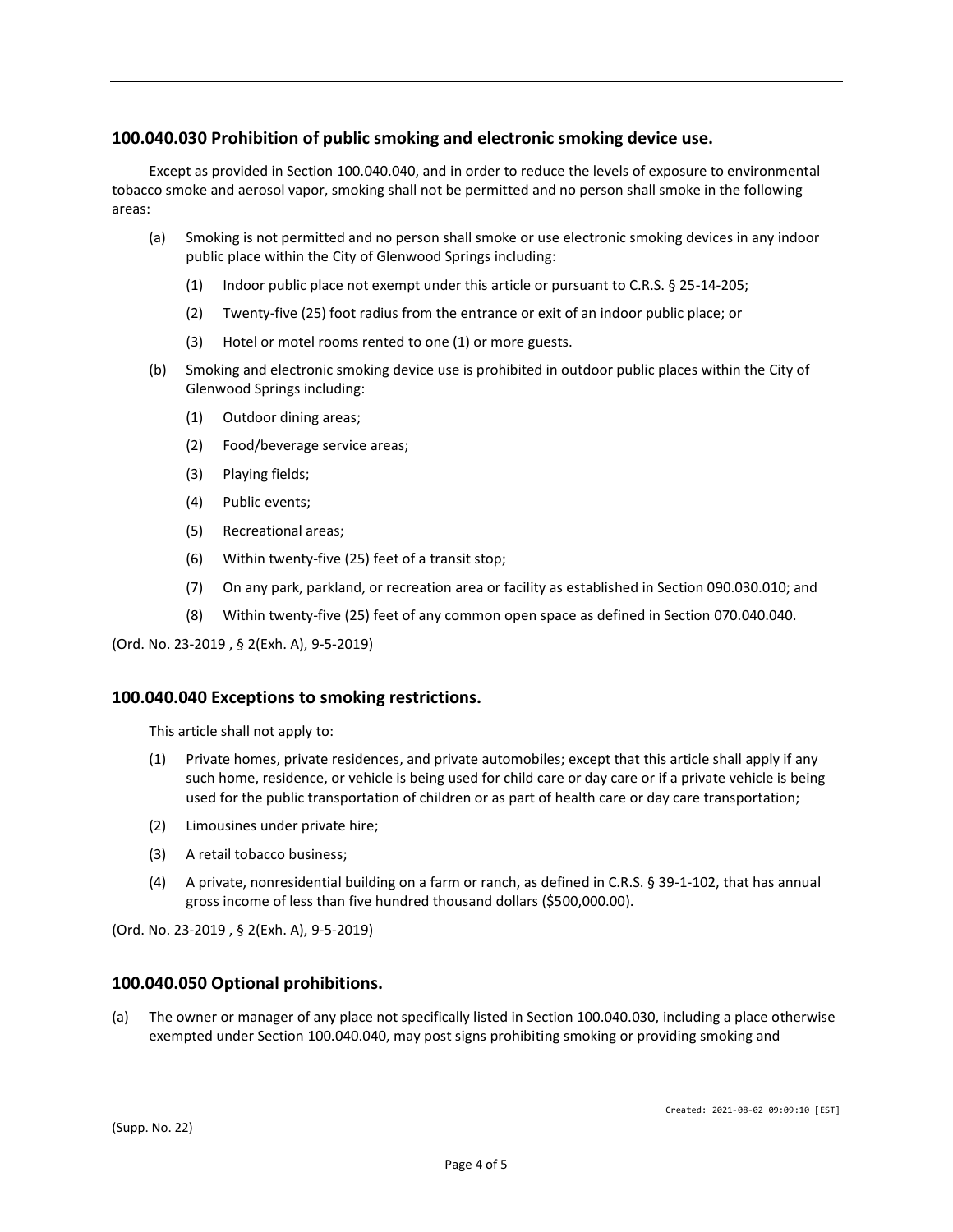## 100.040.030 Prohibition of public smoking and electronic smoking device use.

Except as provided in Section 100.040.040, and in order to reduce the levels of exposure to environmental tobacco smoke and aerosol vapor, smoking shall not be permitted and no person shall smoke in the following areas:

(a) Smoking is not permitted and no person shall smoke or use electronic smoking devices in any indoor public place within the City of Glenwood Springs including:

   (1) Indoor public place not exempt under this article or pursuant to C.R.S. § 25-14-205;

   (2) Twenty-five (25) foot radius from the entrance or exit of an indoor public place; or

   (3) Hotel or motel rooms rented to one (1) or more guests.

(b) Smoking and electronic smoking device use is prohibited in outdoor public places within the City of Glenwood Springs including:

   (1) Outdoor dining areas;

   (2) Food/beverage service areas;

   (3) Playing fields;

   (4) Public events;

   (5) Recreational areas;

   (6) Within twenty-five (25) feet of a transit stop;

   (7) On any park, parkland, or recreation area or facility as established in Section 090.030.010; and

   (8) Within twenty-five (25) feet of any common open space as defined in Section 070.040.040.

(Ord. No. 23-2019 , § 2(Exh. A), 9-5-2019)

## 100.040.040 Exceptions to smoking restrictions.

This article shall not apply to:

(1) Private homes, private residences, and private automobiles; except that this article shall apply if any such home, residence, or vehicle is being used for child care or day care or if a private vehicle is being used for the public transportation of children or as part of health care or day care transportation;

(2) Limousines under private hire;

(3) A retail tobacco business;

(4) A private, nonresidential building on a farm or ranch, as defined in C.R.S. § 39-1-102, that has annual gross income of less than five hundred thousand dollars ($500,000.00).

(Ord. No. 23-2019 , § 2(Exh. A), 9-5-2019)

## 100.040.050 Optional prohibitions.

(a) The owner or manager of any place not specifically listed in Section 100.040.030, including a place otherwise exempted under Section 100.040.040, may post signs prohibiting smoking or providing smoking and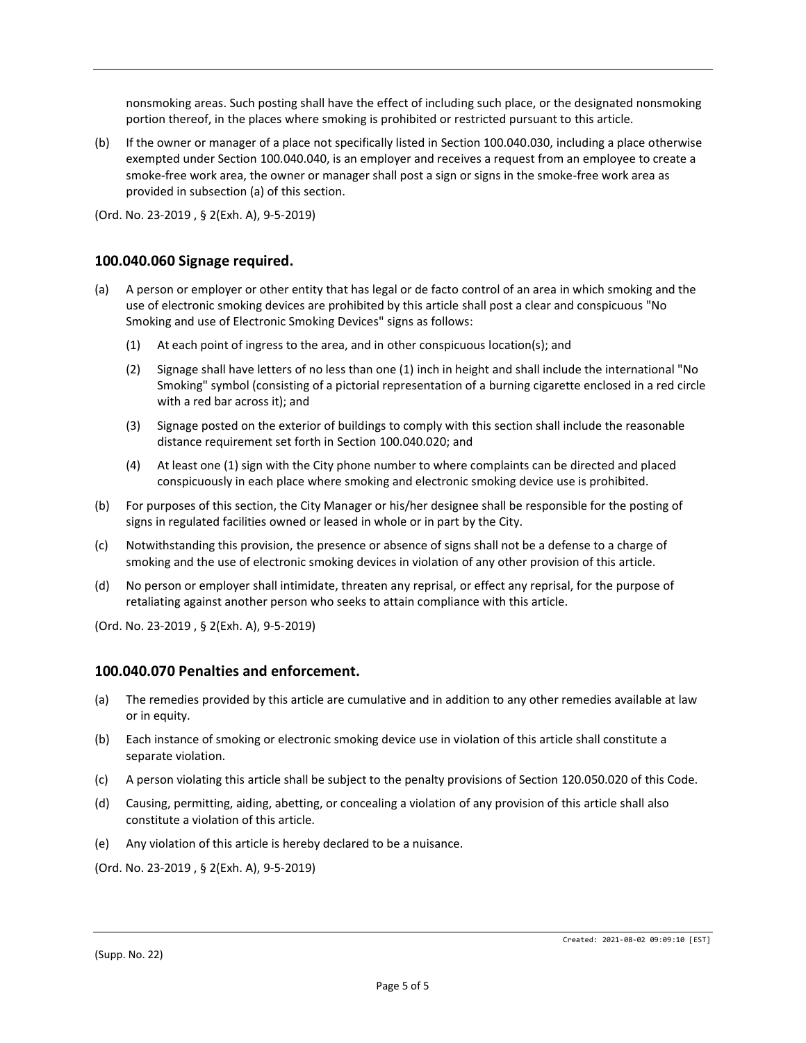nonsmoking areas. Such posting shall have the effect of including such place, or the designated nonsmoking portion thereof, in the places where smoking is prohibited or restricted pursuant to this article.

(b) If the owner or manager of a place not specifically listed in Section 100.040.030, including a place otherwise exempted under Section 100.040.040, is an employer and receives a request from an employee to create a smoke-free work area, the owner or manager shall post a sign or signs in the smoke-free work area as provided in subsection (a) of this section.

(Ord. No. 23-2019 , § 2(Exh. A), 9-5-2019)

## 100.040.060 Signage required.

(a) A person or employer or other entity that has legal or de facto control of an area in which smoking and the use of electronic smoking devices are prohibited by this article shall post a clear and conspicuous "No Smoking and use of Electronic Smoking Devices" signs as follows:

   (1) At each point of ingress to the area, and in other conspicuous location(s); and

   (2) Signage shall have letters of no less than one (1) inch in height and shall include the international "No Smoking" symbol (consisting of a pictorial representation of a burning cigarette enclosed in a red circle with a red bar across it); and

   (3) Signage posted on the exterior of buildings to comply with this section shall include the reasonable distance requirement set forth in Section 100.040.020; and

   (4) At least one (1) sign with the City phone number to where complaints can be directed and placed conspicuously in each place where smoking and electronic smoking device use is prohibited.

(b) For purposes of this section, the City Manager or his/her designee shall be responsible for the posting of signs in regulated facilities owned or leased in whole or in part by the City.

(c) Notwithstanding this provision, the presence or absence of signs shall not be a defense to a charge of smoking and the use of electronic smoking devices in violation of any other provision of this article.

(d) No person or employer shall intimidate, threaten any reprisal, or effect any reprisal, for the purpose of retaliating against another person who seeks to attain compliance with this article.

(Ord. No. 23-2019 , § 2(Exh. A), 9-5-2019)

## 100.040.070 Penalties and enforcement.

(a) The remedies provided by this article are cumulative and in addition to any other remedies available at law or in equity.

(b) Each instance of smoking or electronic smoking device use in violation of this article shall constitute a separate violation.

(c) A person violating this article shall be subject to the penalty provisions of Section 120.050.020 of this Code.

(d) Causing, permitting, aiding, abetting, or concealing a violation of any provision of this article shall also constitute a violation of this article.

(e) Any violation of this article is hereby declared to be a nuisance.

(Ord. No. 23-2019 , § 2(Exh. A), 9-5-2019)